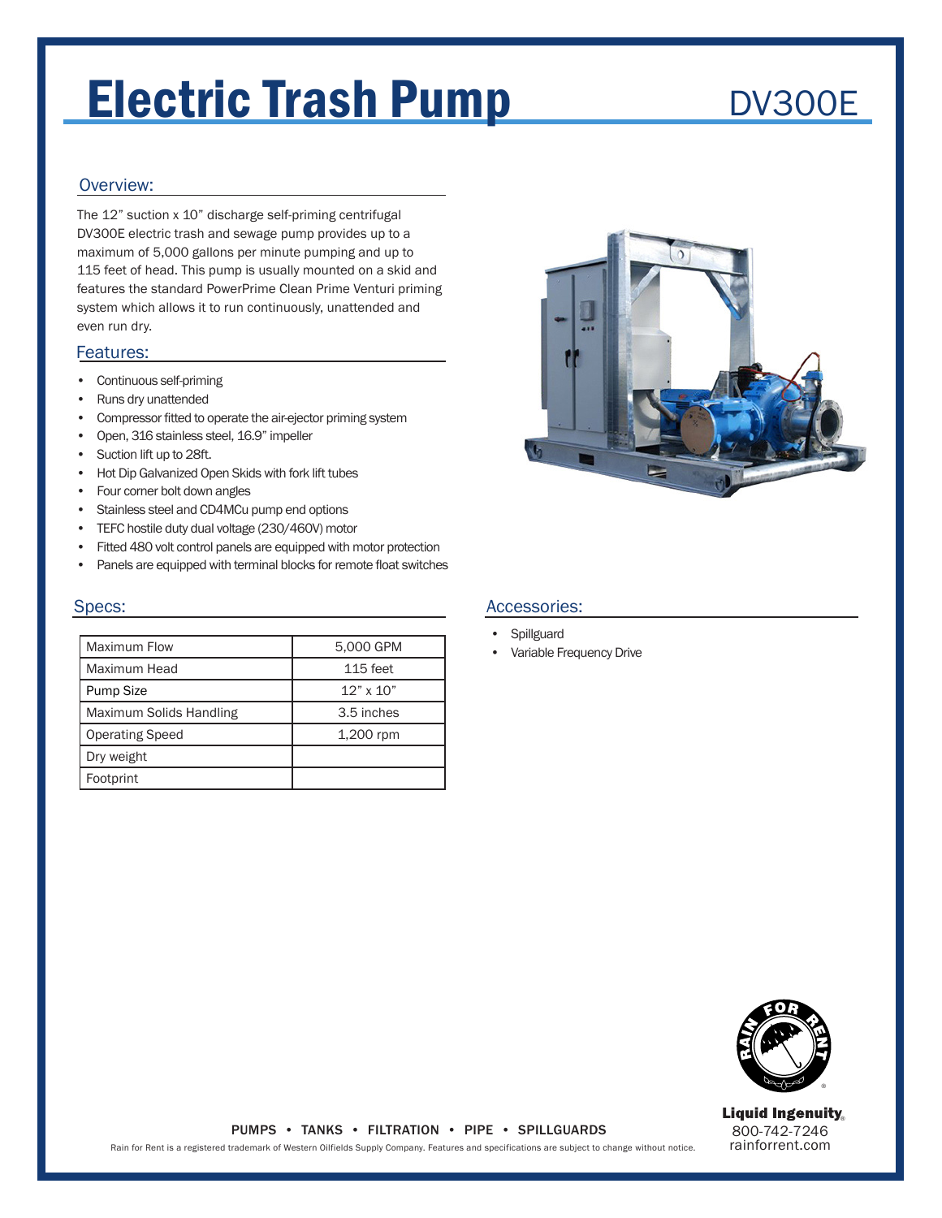# Electric Trash Pump

DV300E

## Overview:

The 12” suction x 10” discharge self-priming centrifugal DV300E electric trash and sewage pump provides up to a maximum of 5,000 gallons per minute pumping and up to 115 feet of head. This pump is usually mounted on a skid and features the standard PowerPrime Clean Prime Venturi priming system which allows it to run continuously, unattended and even run dry.

## Features:

- Continuous self-priming
- Runs dry unattended
- Compressor fitted to operate the air-ejector priming system
- Open, 316 stainless steel, 16.9” impeller
- Suction lift up to 28ft.
- Hot Dip Galvanized Open Skids with fork lift tubes
- Four corner bolt down angles
- Stainless steel and CD4MCu pump end options
- TEFC hostile duty dual voltage (230/460V) motor
- Fitted 480 volt control panels are equipped with motor protection
- Panels are equipped with terminal blocks for remote float switches

## Specs:

| | |
|---|---|
| Maximum Flow | 5,000 GPM |
| Maximum Head | 115 feet |
| Pump Size | 12” x 10” |
| Maximum Solids Handling | 3.5 inches |
| Operating Speed | 1,200 rpm |
| Dry weight | |
| Footprint | |

## Accessories:

- Spillguard
- Variable Frequency Drive

PUMPS • TANKS • FILTRATION • PIPE • SPILLGUARDS

Rain for Rent is a registered trademark of Western Oilfields Supply Company. Features and specifications are subject to change without notice.

Liquid Ingenuity®
800-742-7246
rainforrent.com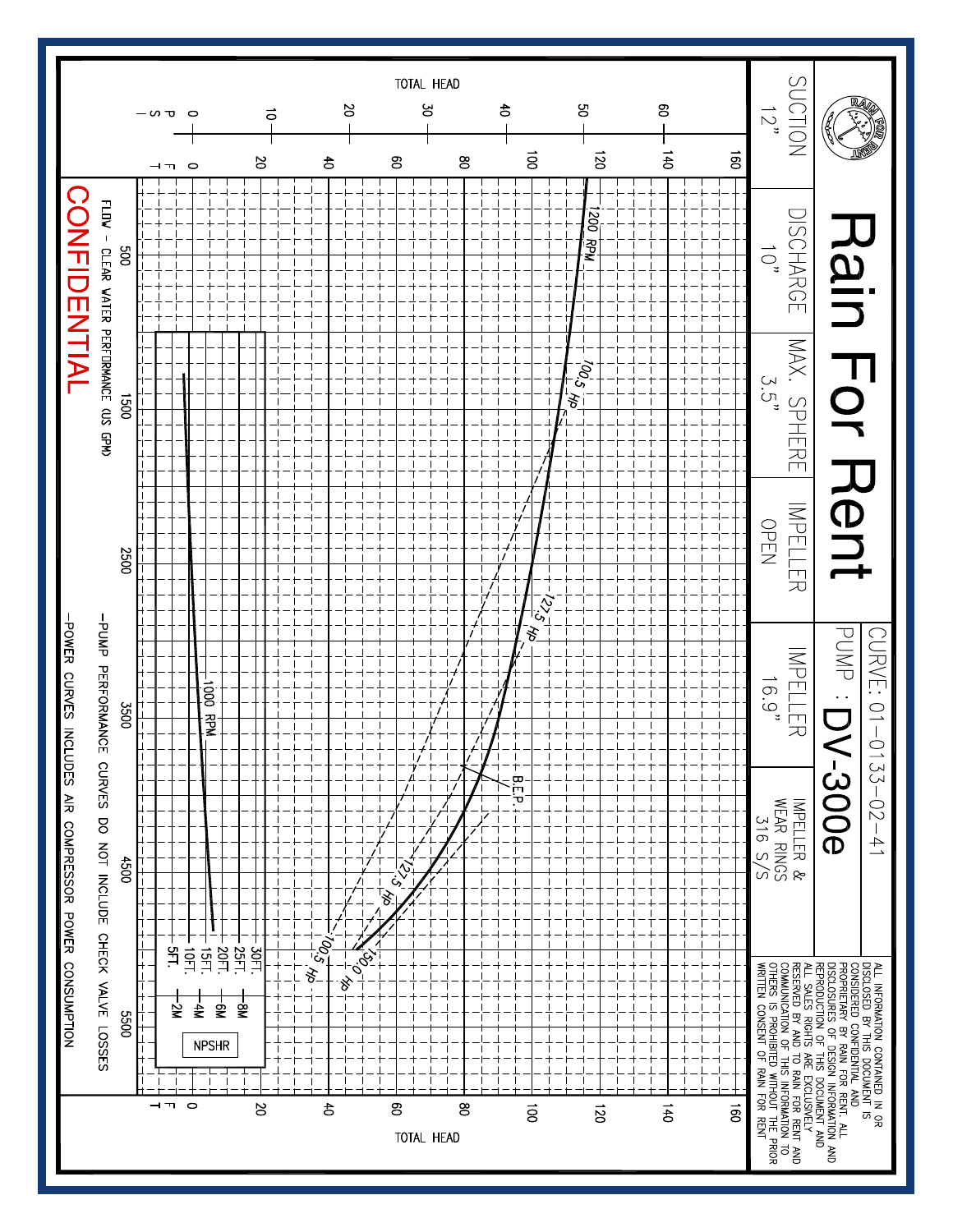# Rain For Rent

CURVE: 01-0133-02-41

PUMP : DV-300e

SUCTION 12"

DISCHARGE 10"

MAX. SPHERE 3.5"

IMPELLER OPEN

IMPELLER 16.9"

IMPELLER & WEAR RINGS 316 S/S

ALL INFORMATION CONTAINED IN OR DISCLOSED BY THIS DOCUMENT IS CONSIDERED CONFIDENTIAL AND PROPRIETARY BY RAIN FOR RENT. ALL DISCLOSURES OF DESIGN INFORMATION AND REPRODUCTION OF THIS DOCUMENT AND ALL SALES RIGHTS ARE EXCLUSIVELY RESERVED BY AND TO RAIN FOR RENT AND COMMUNICATION OF THIS INFORMATION TO OTHERS IS PROHIBITED WITHOUT THE PRIOR WRITTEN CONSENT OF RAIN FOR RENT

TOTAL HEAD

P S I: 0, 10, 20, 30, 40, 50, 60

F T: 0, 20, 40, 60, 80, 100, 120, 140, 160

1200 RPM

100.5 HP

127.5 HP

B.E.P.

127.5 HP

100.5 HP

150.0 HP

1000 RPM

30FT. 25FT. 20FT. 15FT. 10FT. 5FT.

8M 6M 4M 2M

NPSHR

500, 1500, 2500, 3500, 4500, 5500

FLOW - CLEAR WATER PERFORMANCE (US GPM)

-PUMP PERFORMANCE CURVES DO NOT INCLUDE CHECK VALVE LOSSES

-POWER CURVES INCLUDES AIR COMPRESSOR POWER CONSUMPTION

CONFIDENTIAL